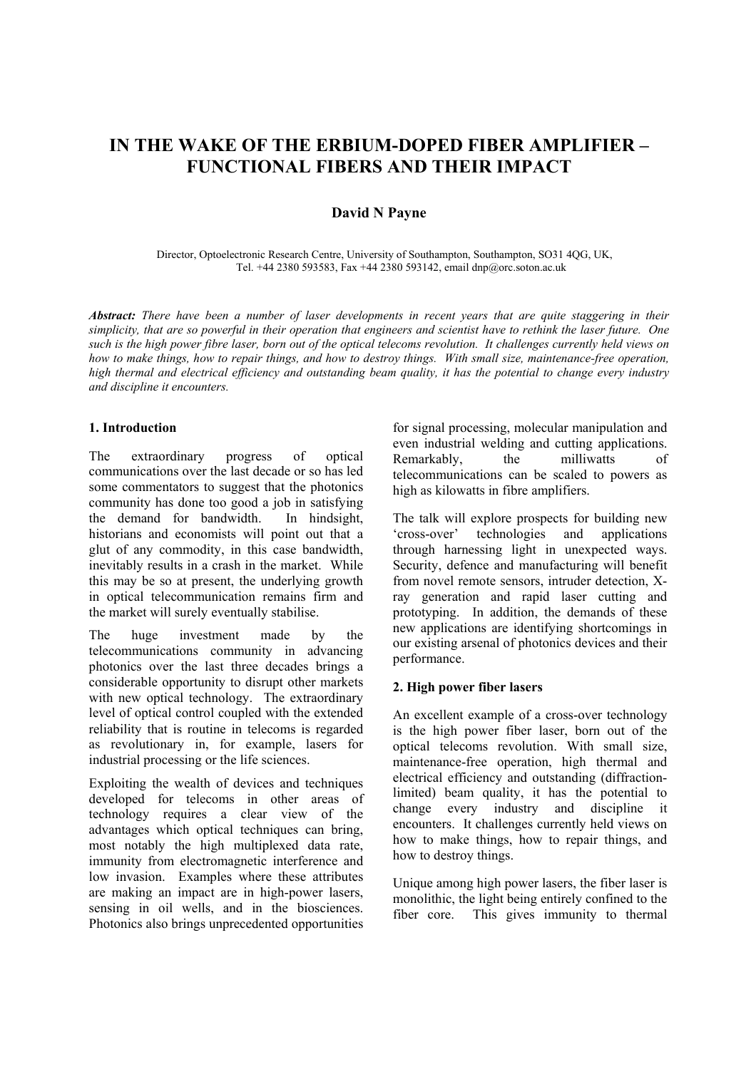# IN THE WAKE OF THE ERBIUM-DOPED FIBER AMPLIFIER – FUNCTIONAL FIBERS AND THEIR IMPACT

**David N Payne**

Director, Optoelectronic Research Centre, University of Southampton, Southampton, SO31 4QG, UK,
Tel. +44 2380 593583, Fax +44 2380 593142, email dnp@orc.soton.ac.uk

***Abstract:*** *There have been a number of laser developments in recent years that are quite staggering in their simplicity, that are so powerful in their operation that engineers and scientist have to rethink the laser future. One such is the high power fibre laser, born out of the optical telecoms revolution. It challenges currently held views on how to make things, how to repair things, and how to destroy things. With small size, maintenance-free operation, high thermal and electrical efficiency and outstanding beam quality, it has the potential to change every industry and discipline it encounters.*

## 1. Introduction

The extraordinary progress of optical communications over the last decade or so has led some commentators to suggest that the photonics community has done too good a job in satisfying the demand for bandwidth. In hindsight, historians and economists will point out that a glut of any commodity, in this case bandwidth, inevitably results in a crash in the market. While this may be so at present, the underlying growth in optical telecommunication remains firm and the market will surely eventually stabilise.

The huge investment made by the telecommunications community in advancing photonics over the last three decades brings a considerable opportunity to disrupt other markets with new optical technology. The extraordinary level of optical control coupled with the extended reliability that is routine in telecoms is regarded as revolutionary in, for example, lasers for industrial processing or the life sciences.

Exploiting the wealth of devices and techniques developed for telecoms in other areas of technology requires a clear view of the advantages which optical techniques can bring, most notably the high multiplexed data rate, immunity from electromagnetic interference and low invasion. Examples where these attributes are making an impact are in high-power lasers, sensing in oil wells, and in the biosciences. Photonics also brings unprecedented opportunities for signal processing, molecular manipulation and even industrial welding and cutting applications. Remarkably, the milliwatts of telecommunications can be scaled to powers as high as kilowatts in fibre amplifiers.

The talk will explore prospects for building new 'cross-over' technologies and applications through harnessing light in unexpected ways. Security, defence and manufacturing will benefit from novel remote sensors, intruder detection, X-ray generation and rapid laser cutting and prototyping. In addition, the demands of these new applications are identifying shortcomings in our existing arsenal of photonics devices and their performance.

## 2. High power fiber lasers

An excellent example of a cross-over technology is the high power fiber laser, born out of the optical telecoms revolution. With small size, maintenance-free operation, high thermal and electrical efficiency and outstanding (diffraction-limited) beam quality, it has the potential to change every industry and discipline it encounters. It challenges currently held views on how to make things, how to repair things, and how to destroy things.

Unique among high power lasers, the fiber laser is monolithic, the light being entirely confined to the fiber core. This gives immunity to thermal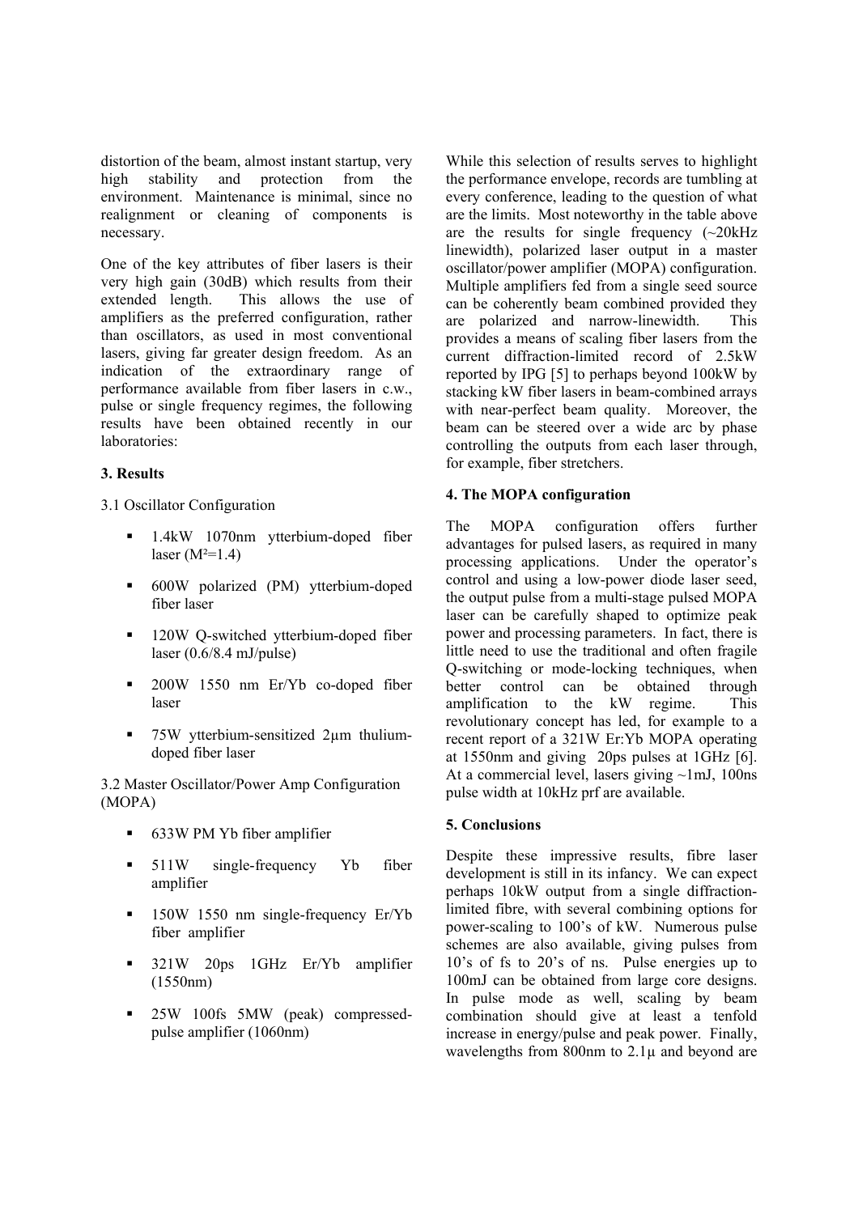distortion of the beam, almost instant startup, very high stability and protection from the environment. Maintenance is minimal, since no realignment or cleaning of components is necessary.

One of the key attributes of fiber lasers is their very high gain (30dB) which results from their extended length. This allows the use of amplifiers as the preferred configuration, rather than oscillators, as used in most conventional lasers, giving far greater design freedom. As an indication of the extraordinary range of performance available from fiber lasers in c.w., pulse or single frequency regimes, the following results have been obtained recently in our laboratories:

### 3. Results

3.1 Oscillator Configuration

- 1.4kW 1070nm ytterbium-doped fiber laser ($M^2$=1.4)
- 600W polarized (PM) ytterbium-doped fiber laser
- 120W Q-switched ytterbium-doped fiber laser (0.6/8.4 mJ/pulse)
- 200W 1550 nm Er/Yb co-doped fiber laser
- 75W ytterbium-sensitized 2µm thulium-doped fiber laser

3.2 Master Oscillator/Power Amp Configuration (MOPA)

- 633W PM Yb fiber amplifier
- 511W single-frequency Yb fiber amplifier
- 150W 1550 nm single-frequency Er/Yb fiber amplifier
- 321W 20ps 1GHz Er/Yb amplifier (1550nm)
- 25W 100fs 5MW (peak) compressed-pulse amplifier (1060nm)

While this selection of results serves to highlight the performance envelope, records are tumbling at every conference, leading to the question of what are the limits. Most noteworthy in the table above are the results for single frequency (~20kHz linewidth), polarized laser output in a master oscillator/power amplifier (MOPA) configuration. Multiple amplifiers fed from a single seed source can be coherently beam combined provided they are polarized and narrow-linewidth. This provides a means of scaling fiber lasers from the current diffraction-limited record of 2.5kW reported by IPG [5] to perhaps beyond 100kW by stacking kW fiber lasers in beam-combined arrays with near-perfect beam quality. Moreover, the beam can be steered over a wide arc by phase controlling the outputs from each laser through, for example, fiber stretchers.

### 4. The MOPA configuration

The MOPA configuration offers further advantages for pulsed lasers, as required in many processing applications. Under the operator's control and using a low-power diode laser seed, the output pulse from a multi-stage pulsed MOPA laser can be carefully shaped to optimize peak power and processing parameters. In fact, there is little need to use the traditional and often fragile Q-switching or mode-locking techniques, when better control can be obtained through amplification to the kW regime. This revolutionary concept has led, for example to a recent report of a 321W Er:Yb MOPA operating at 1550nm and giving 20ps pulses at 1GHz [6]. At a commercial level, lasers giving ~1mJ, 100ns pulse width at 10kHz prf are available.

### 5. Conclusions

Despite these impressive results, fibre laser development is still in its infancy. We can expect perhaps 10kW output from a single diffraction-limited fibre, with several combining options for power-scaling to 100's of kW. Numerous pulse schemes are also available, giving pulses from 10's of fs to 20's of ns. Pulse energies up to 100mJ can be obtained from large core designs. In pulse mode as well, scaling by beam combination should give at least a tenfold increase in energy/pulse and peak power. Finally, wavelengths from 800nm to 2.1µ and beyond are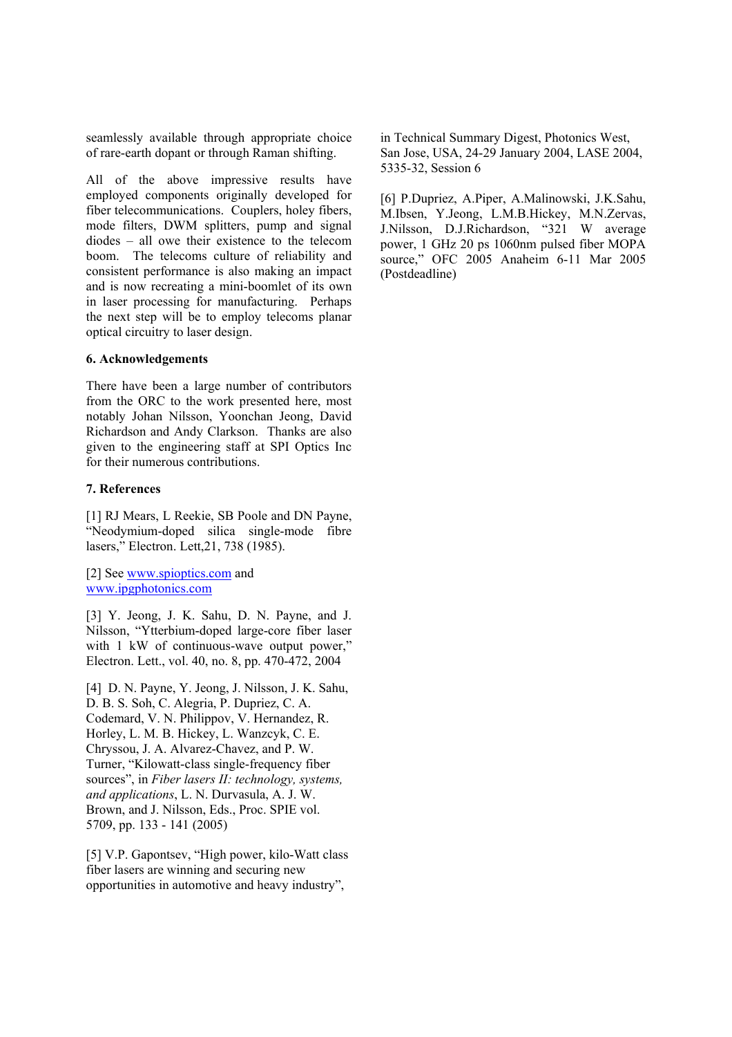seamlessly available through appropriate choice of rare-earth dopant or through Raman shifting.

All of the above impressive results have employed components originally developed for fiber telecommunications. Couplers, holey fibers, mode filters, DWM splitters, pump and signal diodes – all owe their existence to the telecom boom. The telecoms culture of reliability and consistent performance is also making an impact and is now recreating a mini-boomlet of its own in laser processing for manufacturing. Perhaps the next step will be to employ telecoms planar optical circuitry to laser design.

### 6. Acknowledgements

There have been a large number of contributors from the ORC to the work presented here, most notably Johan Nilsson, Yoonchan Jeong, David Richardson and Andy Clarkson. Thanks are also given to the engineering staff at SPI Optics Inc for their numerous contributions.

### 7. References

[1] RJ Mears, L Reekie, SB Poole and DN Payne, "Neodymium-doped silica single-mode fibre lasers," Electron. Lett,21, 738 (1985).

[2] See www.spioptics.com and www.ipgphotonics.com

[3] Y. Jeong, J. K. Sahu, D. N. Payne, and J. Nilsson, "Ytterbium-doped large-core fiber laser with 1 kW of continuous-wave output power," Electron. Lett., vol. 40, no. 8, pp. 470-472, 2004

[4] D. N. Payne, Y. Jeong, J. Nilsson, J. K. Sahu, D. B. S. Soh, C. Alegria, P. Dupriez, C. A. Codemard, V. N. Philippov, V. Hernandez, R. Horley, L. M. B. Hickey, L. Wanzcyk, C. E. Chryssou, J. A. Alvarez-Chavez, and P. W. Turner, "Kilowatt-class single-frequency fiber sources", in *Fiber lasers II: technology, systems, and applications*, L. N. Durvasula, A. J. W. Brown, and J. Nilsson, Eds., Proc. SPIE vol. 5709, pp. 133 - 141 (2005)

[5] V.P. Gapontsev, "High power, kilo-Watt class fiber lasers are winning and securing new opportunities in automotive and heavy industry", in Technical Summary Digest, Photonics West, San Jose, USA, 24-29 January 2004, LASE 2004, 5335-32, Session 6

[6] P.Dupriez, A.Piper, A.Malinowski, J.K.Sahu, M.Ibsen, Y.Jeong, L.M.B.Hickey, M.N.Zervas, J.Nilsson, D.J.Richardson, "321 W average power, 1 GHz 20 ps 1060nm pulsed fiber MOPA source," OFC 2005 Anaheim 6-11 Mar 2005 (Postdeadline)